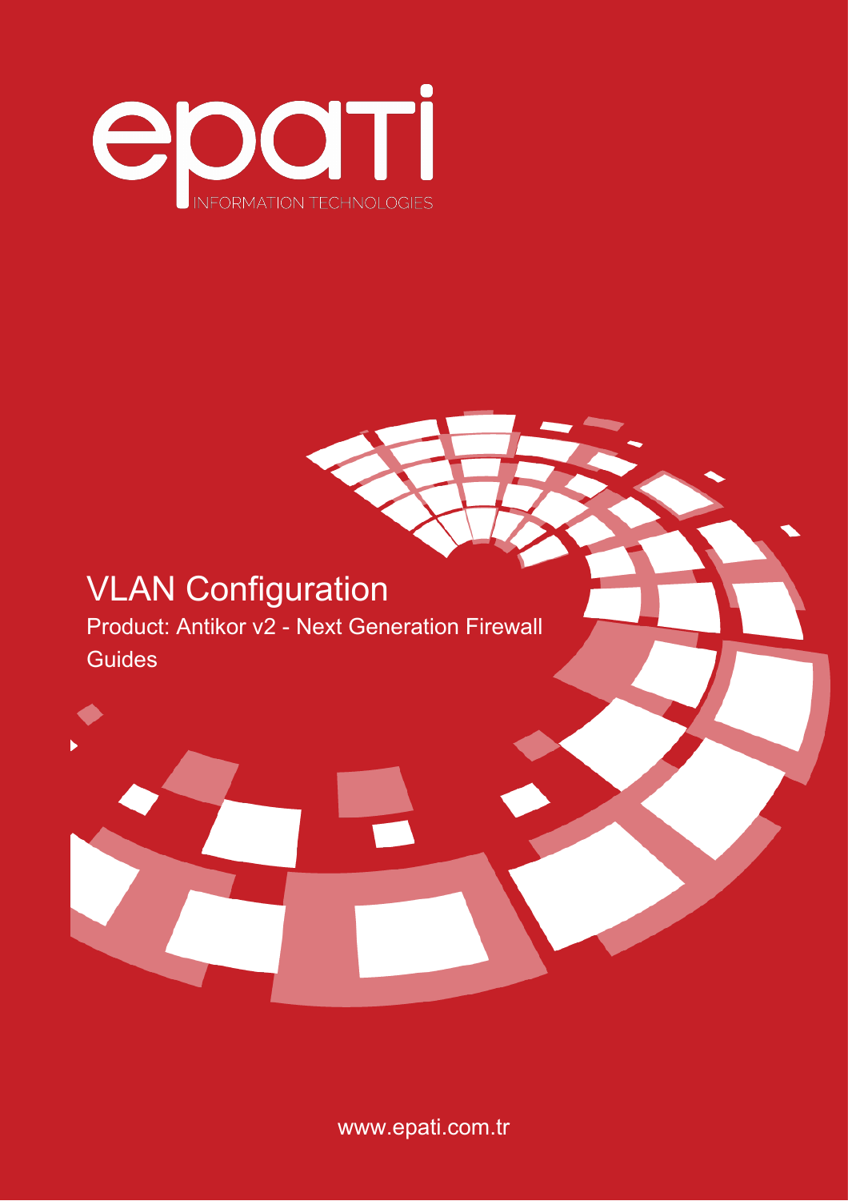epati

INFORMATION TECHNOLOGIES

# VLAN Configuration

Product: Antikor v2 - Next Generation Firewall

Guides

www.epati.com.tr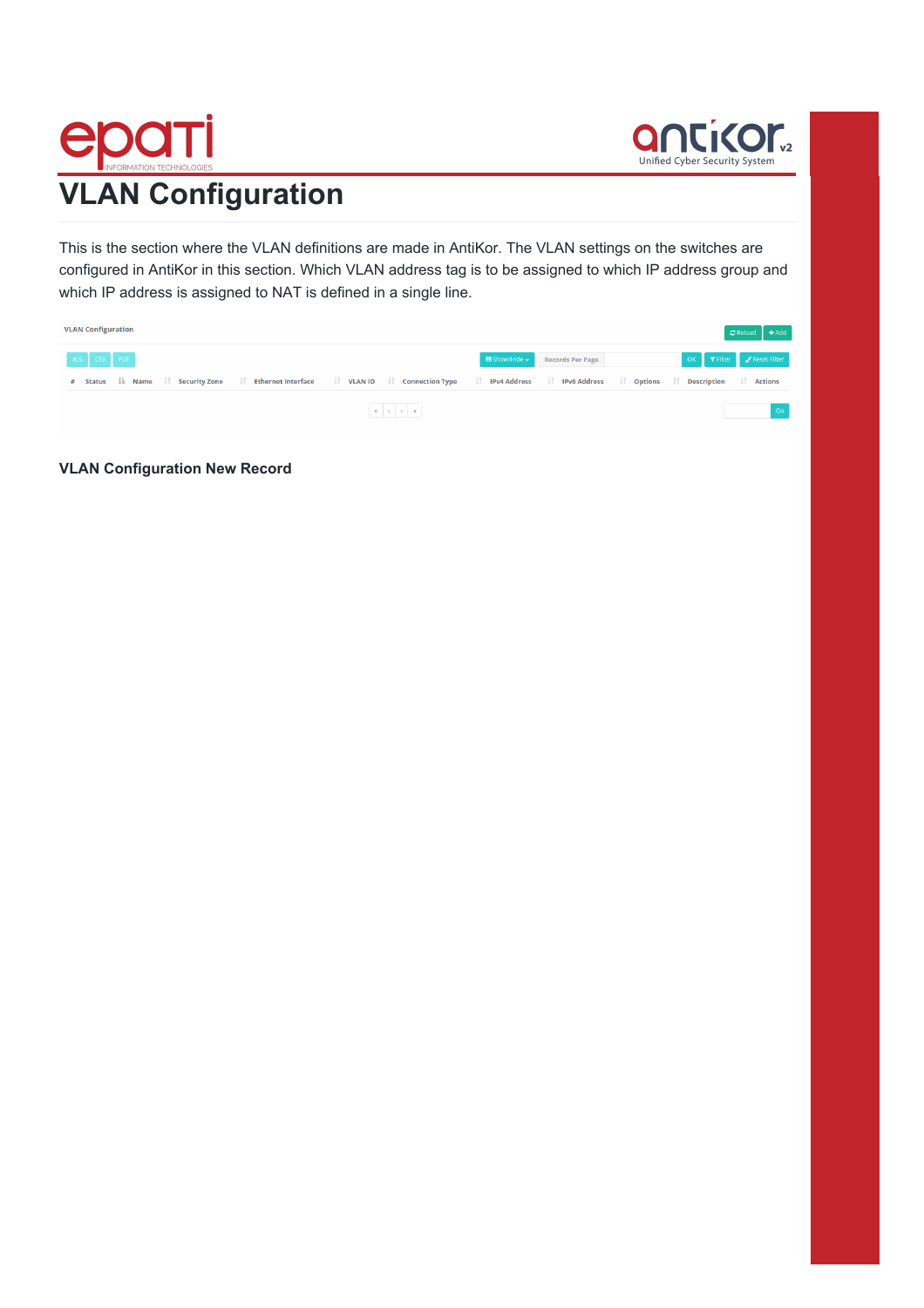# VLAN Configuration

This is the section where the VLAN definitions are made in AntiKor. The VLAN settings on the switches are configured in AntiKor in this section. Which VLAN address tag is to be assigned to which IP address group and which IP address is assigned to NAT is defined in a single line.

VLAN Configuration

Reload | Add

XLS | CSV | PDF

Show/Hide | Records Per Page | OK | Filter | Reset Filter

| # | Status | Name | Security Zone | Ethernet Interface | VLAN ID | Connection Type | IPv4 Address | IPv6 Address | Options | Description | Actions |
|---|---|---|---|---|---|---|---|---|---|---|---|

Go

**VLAN Configuration New Record**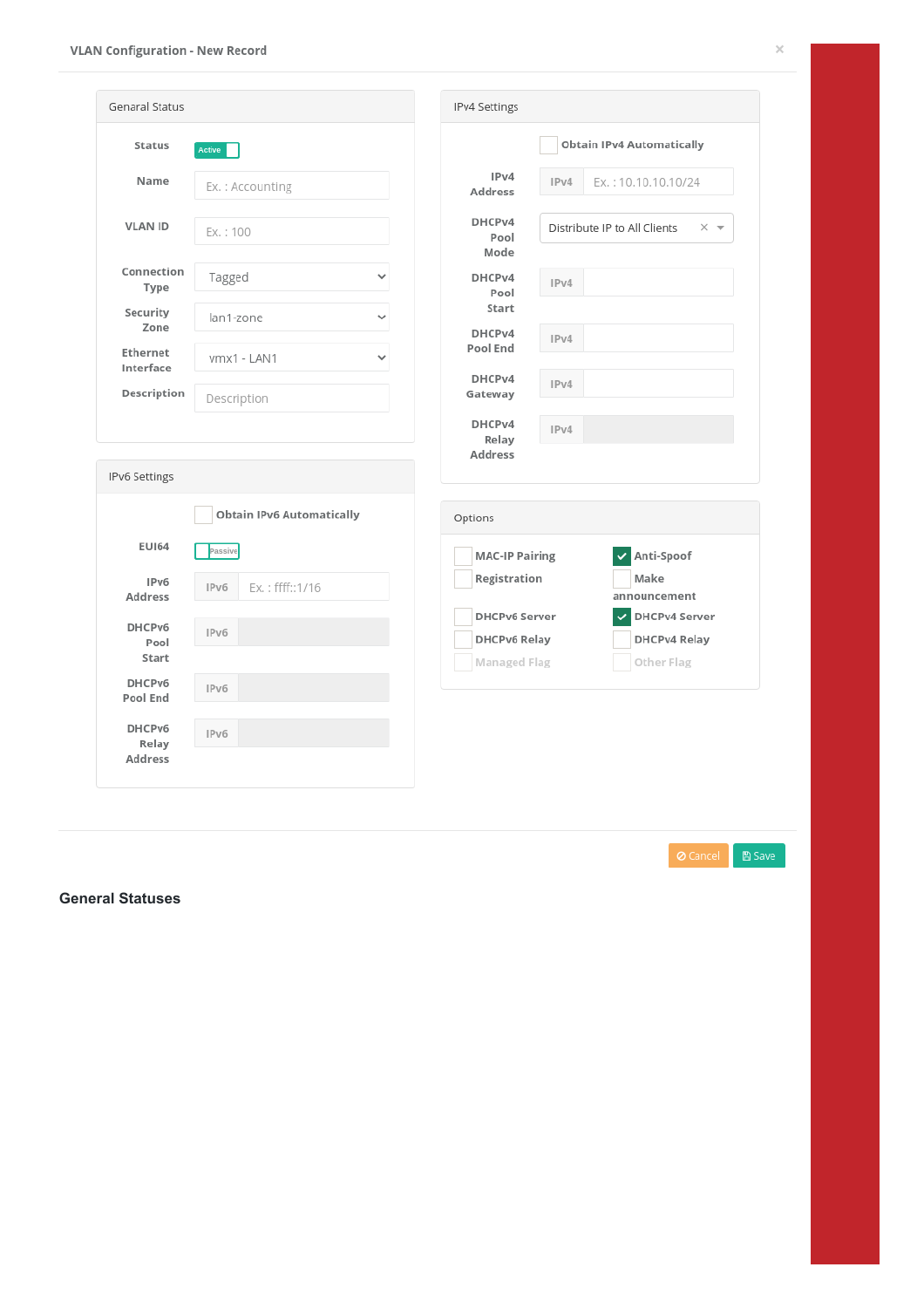VLAN Configuration - New Record

×

Genaral Status

Status: Active

Name: Ex. : Accounting

VLAN ID: Ex. : 100

Connection Type: Tagged

Security Zone: lan1-zone

Ethernet Interface: vmx1 - LAN1

Description: Description

IPv6 Settings

Obtain IPv6 Automatically

EUI64: Passive

IPv6 Address: IPv6 Ex. : ffff::1/16

DHCPv6 Pool Start: IPv6

DHCPv6 Pool End: IPv6

DHCPv6 Relay Address: IPv6

IPv4 Settings

Obtain IPv4 Automatically

IPv4 Address: IPv4 Ex. : 10.10.10.10/24

DHCPv4 Pool Mode: Distribute IP to All Clients

DHCPv4 Pool Start: IPv4

DHCPv4 Pool End: IPv4

DHCPv4 Gateway: IPv4

DHCPv4 Relay Address: IPv4

Options

- [ ] MAC-IP Pairing
- [x] Anti-Spoof
- [ ] Registration
- [ ] Make announcement
- [ ] DHCPv6 Server
- [x] DHCPv4 Server
- [ ] DHCPv6 Relay
- [ ] DHCPv4 Relay
- [ ] Managed Flag
- [ ] Other Flag

Cancel | Save

## General Statuses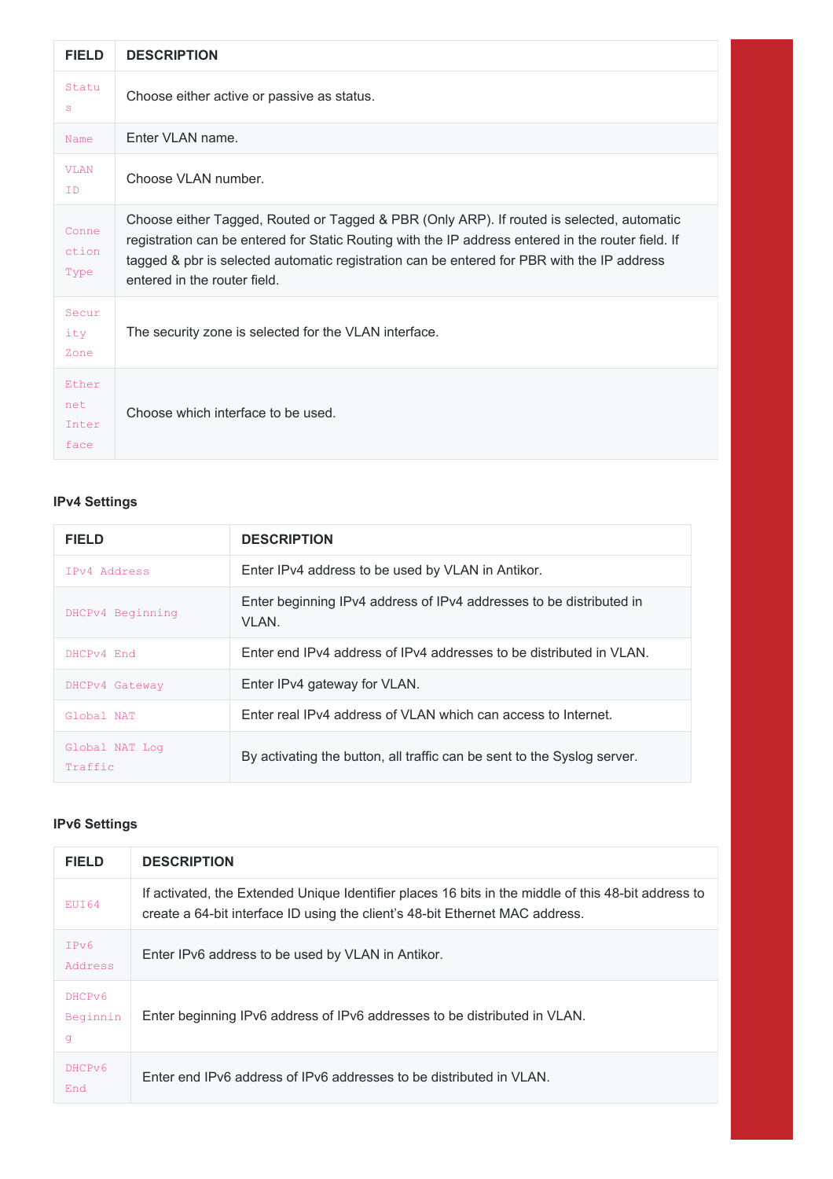| FIELD | DESCRIPTION |
| --- | --- |
| Status | Choose either active or passive as status. |
| Name | Enter VLAN name. |
| VLAN ID | Choose VLAN number. |
| Connection Type | Choose either Tagged, Routed or Tagged & PBR (Only ARP). If routed is selected, automatic registration can be entered for Static Routing with the IP address entered in the router field. If tagged & pbr is selected automatic registration can be entered for PBR with the IP address entered in the router field. |
| Security Zone | The security zone is selected for the VLAN interface. |
| Ethernet Interface | Choose which interface to be used. |

### IPv4 Settings

| FIELD | DESCRIPTION |
| --- | --- |
| IPv4 Address | Enter IPv4 address to be used by VLAN in Antikor. |
| DHCPv4 Beginning | Enter beginning IPv4 address of IPv4 addresses to be distributed in VLAN. |
| DHCPv4 End | Enter end IPv4 address of IPv4 addresses to be distributed in VLAN. |
| DHCPv4 Gateway | Enter IPv4 gateway for VLAN. |
| Global NAT | Enter real IPv4 address of VLAN which can access to Internet. |
| Global NAT Log Traffic | By activating the button, all traffic can be sent to the Syslog server. |

### IPv6 Settings

| FIELD | DESCRIPTION |
| --- | --- |
| EUI64 | If activated, the Extended Unique Identifier places 16 bits in the middle of this 48-bit address to create a 64-bit interface ID using the client's 48-bit Ethernet MAC address. |
| IPv6 Address | Enter IPv6 address to be used by VLAN in Antikor. |
| DHCPv6 Beginning | Enter beginning IPv6 address of IPv6 addresses to be distributed in VLAN. |
| DHCPv6 End | Enter end IPv6 address of IPv6 addresses to be distributed in VLAN. |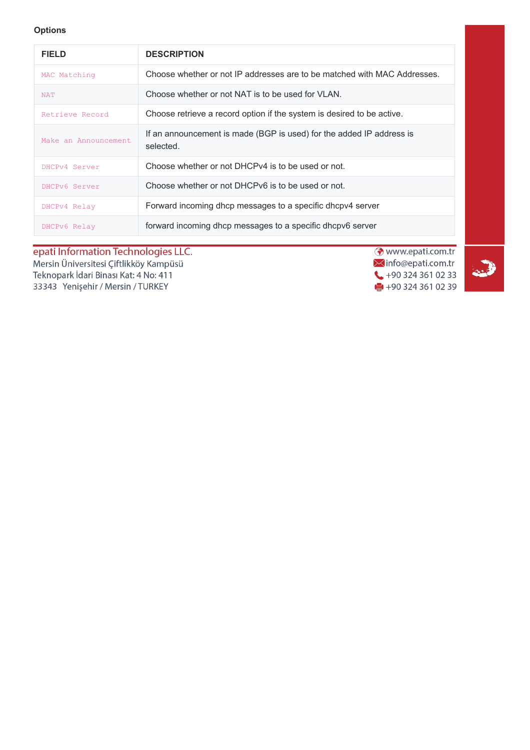**Options**

| FIELD | DESCRIPTION |
|---|---|
| `MAC Matching` | Choose whether or not IP addresses are to be matched with MAC Addresses. |
| `NAT` | Choose whether or not NAT is to be used for VLAN. |
| `Retrieve Record` | Choose retrieve a record option if the system is desired to be active. |
| `Make an Announcement` | If an announcement is made (BGP is used) for the added IP address is selected. |
| `DHCPv4 Server` | Choose whether or not DHCPv4 is to be used or not. |
| `DHCPv6 Server` | Choose whether or not DHCPv6 is to be used or not. |
| `DHCPv4 Relay` | Forward incoming dhcp messages to a specific dhcpv4 server |
| `DHCPv6 Relay` | forward incoming dhcp messages to a specific dhcpv6 server |